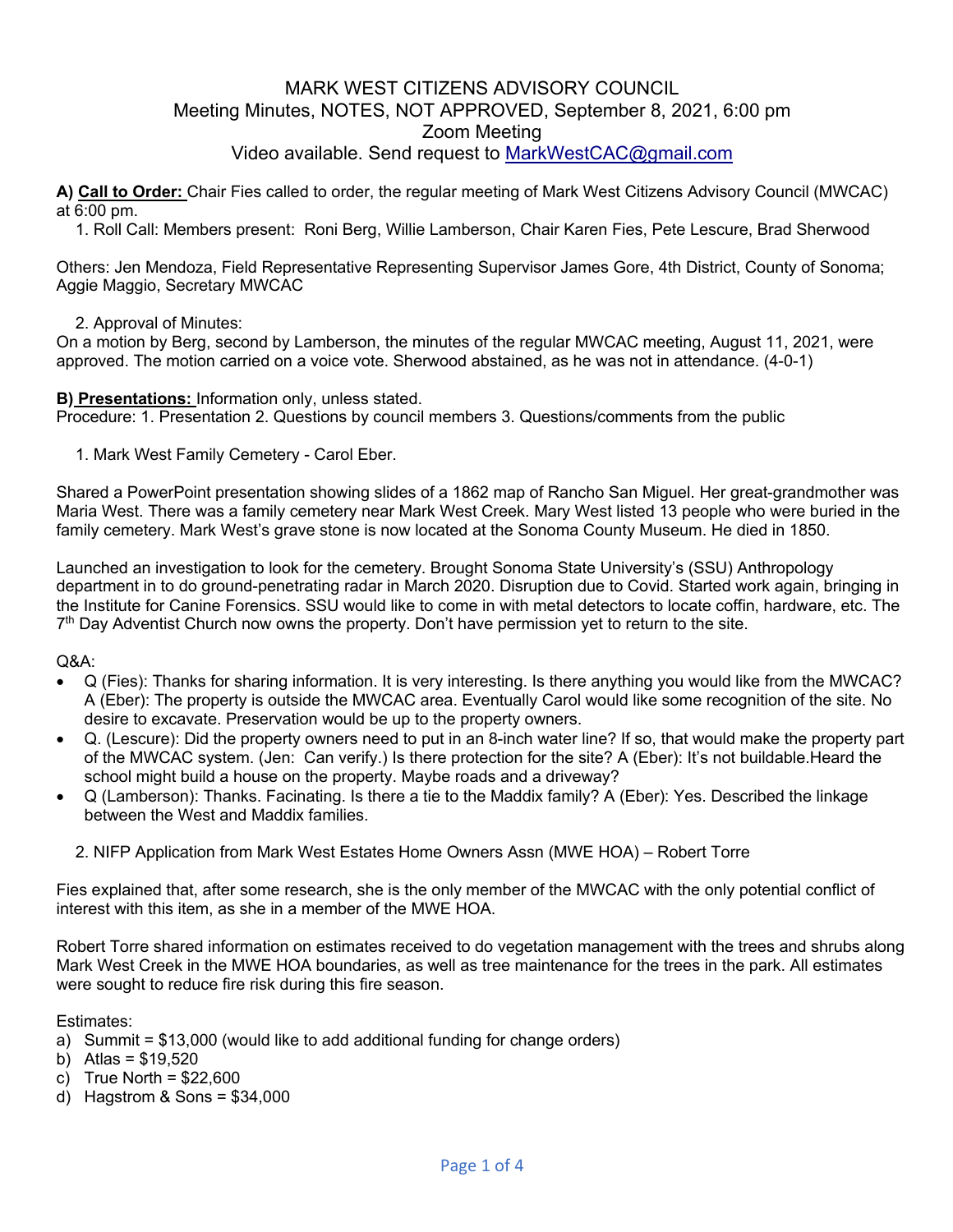MARK WEST CITIZENS ADVISORY COUNCIL
Meeting Minutes, NOTES, NOT APPROVED, September 8, 2021, 6:00 pm
Zoom Meeting
Video available. Send request to MarkWestCAC@gmail.com

**A) Call to Order:** Chair Fies called to order, the regular meeting of Mark West Citizens Advisory Council (MWCAC) at 6:00 pm.

1. Roll Call: Members present: Roni Berg, Willie Lamberson, Chair Karen Fies, Pete Lescure, Brad Sherwood

Others: Jen Mendoza, Field Representative Representing Supervisor James Gore, 4th District, County of Sonoma; Aggie Maggio, Secretary MWCAC

2. Approval of Minutes:

On a motion by Berg, second by Lamberson, the minutes of the regular MWCAC meeting, August 11, 2021, were approved. The motion carried on a voice vote. Sherwood abstained, as he was not in attendance. (4-0-1)

**B) Presentations:** Information only, unless stated.
Procedure: 1. Presentation 2. Questions by council members 3. Questions/comments from the public

1. Mark West Family Cemetery - Carol Eber.

Shared a PowerPoint presentation showing slides of a 1862 map of Rancho San Miguel. Her great-grandmother was Maria West. There was a family cemetery near Mark West Creek. Mary West listed 13 people who were buried in the family cemetery. Mark West's grave stone is now located at the Sonoma County Museum. He died in 1850.

Launched an investigation to look for the cemetery. Brought Sonoma State University's (SSU) Anthropology department in to do ground-penetrating radar in March 2020. Disruption due to Covid. Started work again, bringing in the Institute for Canine Forensics. SSU would like to come in with metal detectors to locate coffin, hardware, etc. The 7th Day Adventist Church now owns the property. Don't have permission yet to return to the site.

Q&A:

- Q (Fies): Thanks for sharing information. It is very interesting. Is there anything you would like from the MWCAC? A (Eber): The property is outside the MWCAC area. Eventually Carol would like some recognition of the site. No desire to excavate. Preservation would be up to the property owners.
- Q. (Lescure): Did the property owners need to put in an 8-inch water line? If so, that would make the property part of the MWCAC system. (Jen: Can verify.) Is there protection for the site? A (Eber): It's not buildable.Heard the school might build a house on the property. Maybe roads and a driveway?
- Q (Lamberson): Thanks. Facinating. Is there a tie to the Maddix family? A (Eber): Yes. Described the linkage between the West and Maddix families.

2. NIFP Application from Mark West Estates Home Owners Assn (MWE HOA) – Robert Torre

Fies explained that, after some research, she is the only member of the MWCAC with the only potential conflict of interest with this item, as she in a member of the MWE HOA.

Robert Torre shared information on estimates received to do vegetation management with the trees and shrubs along Mark West Creek in the MWE HOA boundaries, as well as tree maintenance for the trees in the park. All estimates were sought to reduce fire risk during this fire season.

Estimates:

a) Summit = $13,000 (would like to add additional funding for change orders)
b) Atlas = $19,520
c) True North = $22,600
d) Hagstrom & Sons = $34,000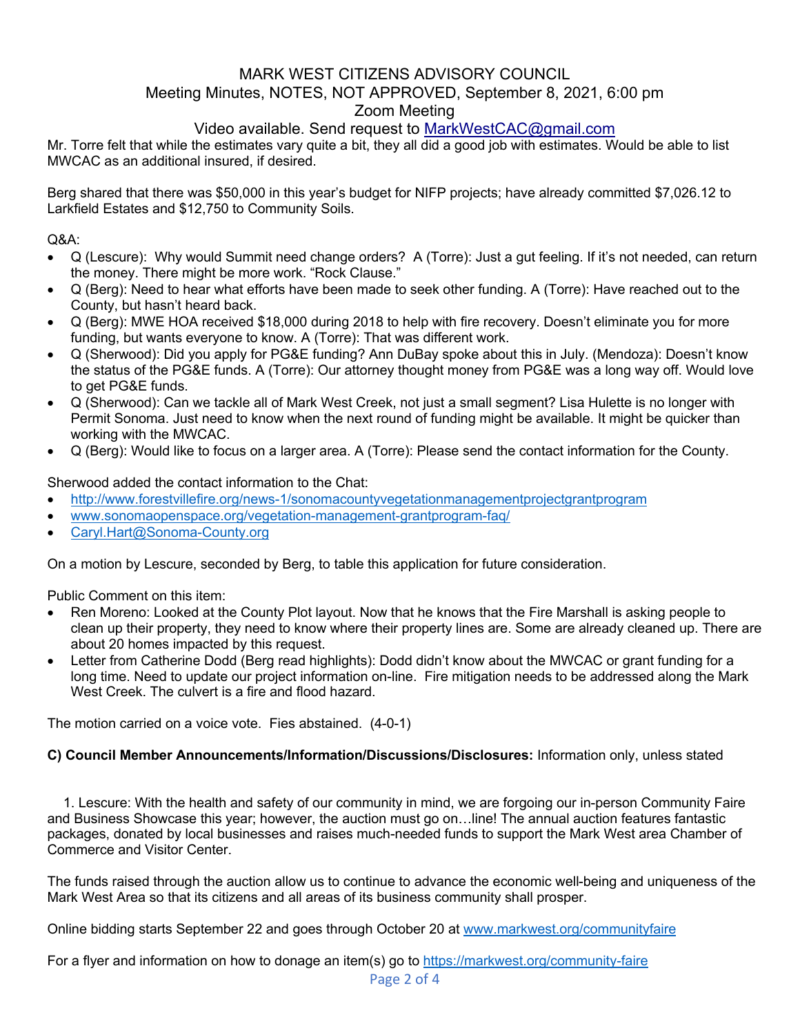MARK WEST CITIZENS ADVISORY COUNCIL
Meeting Minutes, NOTES, NOT APPROVED, September 8, 2021, 6:00 pm
Zoom Meeting
Video available. Send request to MarkWestCAC@gmail.com

Mr. Torre felt that while the estimates vary quite a bit, they all did a good job with estimates. Would be able to list MWCAC as an additional insured, if desired.

Berg shared that there was $50,000 in this year's budget for NIFP projects; have already committed $7,026.12 to Larkfield Estates and $12,750 to Community Soils.

Q&A:

- Q (Lescure): Why would Summit need change orders? A (Torre): Just a gut feeling. If it's not needed, can return the money. There might be more work. "Rock Clause."
- Q (Berg): Need to hear what efforts have been made to seek other funding. A (Torre): Have reached out to the County, but hasn't heard back.
- Q (Berg): MWE HOA received $18,000 during 2018 to help with fire recovery. Doesn't eliminate you for more funding, but wants everyone to know. A (Torre): That was different work.
- Q (Sherwood): Did you apply for PG&E funding? Ann DuBay spoke about this in July. (Mendoza): Doesn't know the status of the PG&E funds. A (Torre): Our attorney thought money from PG&E was a long way off. Would love to get PG&E funds.
- Q (Sherwood): Can we tackle all of Mark West Creek, not just a small segment? Lisa Hulette is no longer with Permit Sonoma. Just need to know when the next round of funding might be available. It might be quicker than working with the MWCAC.
- Q (Berg): Would like to focus on a larger area. A (Torre): Please send the contact information for the County.

Sherwood added the contact information to the Chat:

- http://www.forestvillefire.org/news-1/sonomacountyvegetationmanagementprojectgrantprogram
- www.sonomaopenspace.org/vegetation-management-grantprogram-faq/
- Caryl.Hart@Sonoma-County.org

On a motion by Lescure, seconded by Berg, to table this application for future consideration.

Public Comment on this item:

- Ren Moreno: Looked at the County Plot layout. Now that he knows that the Fire Marshall is asking people to clean up their property, they need to know where their property lines are. Some are already cleaned up. There are about 20 homes impacted by this request.
- Letter from Catherine Dodd (Berg read highlights): Dodd didn't know about the MWCAC or grant funding for a long time. Need to update our project information on-line. Fire mitigation needs to be addressed along the Mark West Creek. The culvert is a fire and flood hazard.

The motion carried on a voice vote. Fies abstained. (4-0-1)

**C) Council Member Announcements/Information/Discussions/Disclosures:** Information only, unless stated

1. Lescure: With the health and safety of our community in mind, we are forgoing our in-person Community Faire and Business Showcase this year; however, the auction must go on…line! The annual auction features fantastic packages, donated by local businesses and raises much-needed funds to support the Mark West area Chamber of Commerce and Visitor Center.

The funds raised through the auction allow us to continue to advance the economic well-being and uniqueness of the Mark West Area so that its citizens and all areas of its business community shall prosper.

Online bidding starts September 22 and goes through October 20 at www.markwest.org/communityfaire

For a flyer and information on how to donage an item(s) go to https://markwest.org/community-faire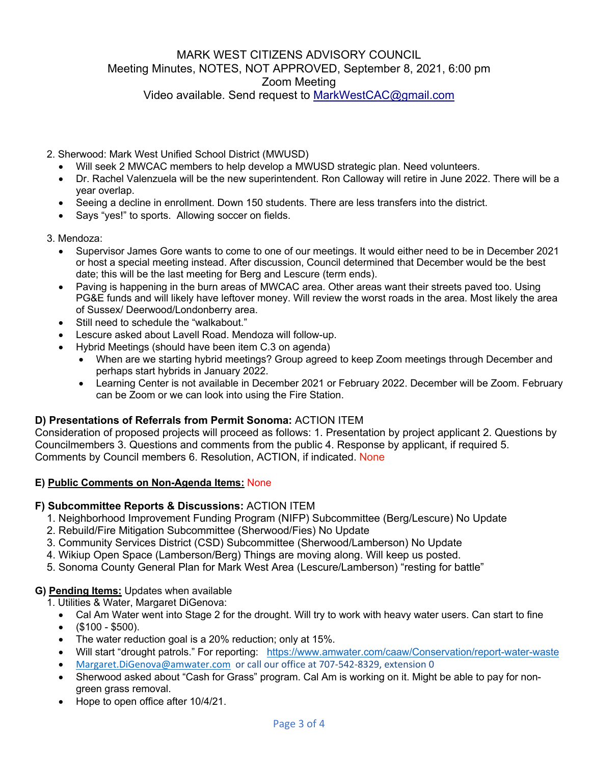MARK WEST CITIZENS ADVISORY COUNCIL
Meeting Minutes, NOTES, NOT APPROVED, September 8, 2021, 6:00 pm
Zoom Meeting
Video available. Send request to MarkWestCAC@gmail.com

2. Sherwood: Mark West Unified School District (MWUSD)
   - Will seek 2 MWCAC members to help develop a MWUSD strategic plan. Need volunteers.
   - Dr. Rachel Valenzuela will be the new superintendent. Ron Calloway will retire in June 2022. There will be a year overlap.
   - Seeing a decline in enrollment. Down 150 students. There are less transfers into the district.
   - Says "yes!" to sports. Allowing soccer on fields.

3. Mendoza:
   - Supervisor James Gore wants to come to one of our meetings. It would either need to be in December 2021 or host a special meeting instead. After discussion, Council determined that December would be the best date; this will be the last meeting for Berg and Lescure (term ends).
   - Paving is happening in the burn areas of MWCAC area. Other areas want their streets paved too. Using PG&E funds and will likely have leftover money. Will review the worst roads in the area. Most likely the area of Sussex/ Deerwood/Londonberry area.
   - Still need to schedule the "walkabout."
   - Lescure asked about Lavell Road. Mendoza will follow-up.
   - Hybrid Meetings (should have been item C.3 on agenda)
     - When are we starting hybrid meetings? Group agreed to keep Zoom meetings through December and perhaps start hybrids in January 2022.
     - Learning Center is not available in December 2021 or February 2022. December will be Zoom. February can be Zoom or we can look into using the Fire Station.

**D) Presentations of Referrals from Permit Sonoma:** ACTION ITEM
Consideration of proposed projects will proceed as follows: 1. Presentation by project applicant 2. Questions by Councilmembers 3. Questions and comments from the public 4. Response by applicant, if required 5. Comments by Council members 6. Resolution, ACTION, if indicated. None

**E) Public Comments on Non-Agenda Items:** None

**F) Subcommittee Reports & Discussions:** ACTION ITEM
1. Neighborhood Improvement Funding Program (NIFP) Subcommittee (Berg/Lescure) No Update
2. Rebuild/Fire Mitigation Subcommittee (Sherwood/Fies) No Update
3. Community Services District (CSD) Subcommittee (Sherwood/Lamberson) No Update
4. Wikiup Open Space (Lamberson/Berg) Things are moving along. Will keep us posted.
5. Sonoma County General Plan for Mark West Area (Lescure/Lamberson) "resting for battle"

**G) Pending Items:** Updates when available
1. Utilities & Water, Margaret DiGenova:
   - Cal Am Water went into Stage 2 for the drought. Will try to work with heavy water users. Can start to fine
   - ($100 - $500).
   - The water reduction goal is a 20% reduction; only at 15%.
   - Will start "drought patrols." For reporting: https://www.amwater.com/caaw/Conservation/report-water-waste
   - Margaret.DiGenova@amwater.com or call our office at 707-542-8329, extension 0
   - Sherwood asked about "Cash for Grass" program. Cal Am is working on it. Might be able to pay for non-green grass removal.
   - Hope to open office after 10/4/21.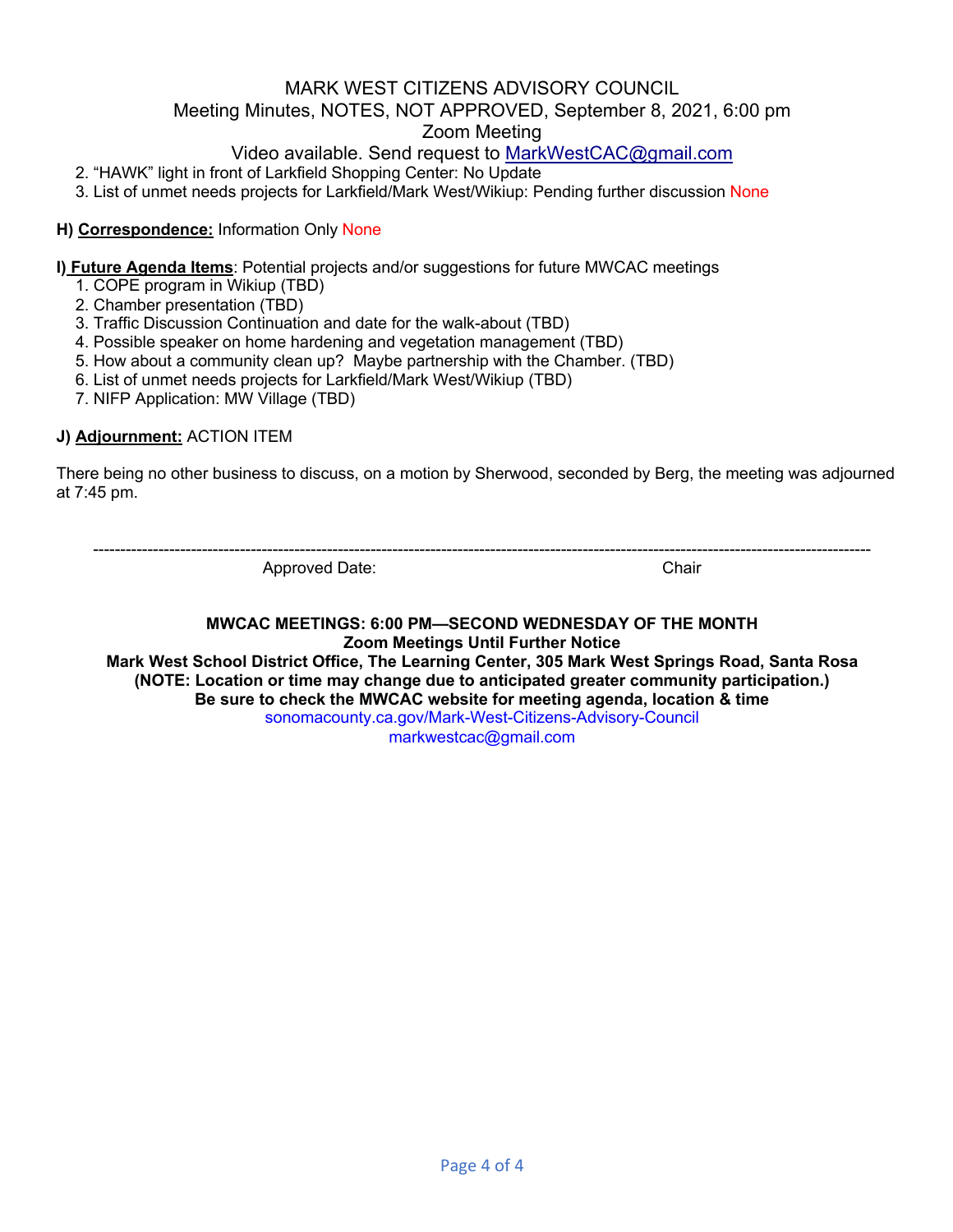MARK WEST CITIZENS ADVISORY COUNCIL
Meeting Minutes, NOTES, NOT APPROVED, September 8, 2021, 6:00 pm
Zoom Meeting
Video available. Send request to MarkWestCAC@gmail.com

2. "HAWK" light in front of Larkfield Shopping Center: No Update
3. List of unmet needs projects for Larkfield/Mark West/Wikiup: Pending further discussion None

**H) Correspondence:** Information Only None

**I) Future Agenda Items**: Potential projects and/or suggestions for future MWCAC meetings

1. COPE program in Wikiup (TBD)
2. Chamber presentation (TBD)
3. Traffic Discussion Continuation and date for the walk-about (TBD)
4. Possible speaker on home hardening and vegetation management (TBD)
5. How about a community clean up? Maybe partnership with the Chamber. (TBD)
6. List of unmet needs projects for Larkfield/Mark West/Wikiup (TBD)
7. NIFP Application: MW Village (TBD)

**J) Adjournment:** ACTION ITEM

There being no other business to discuss, on a motion by Sherwood, seconded by Berg, the meeting was adjourned at 7:45 pm.

---

Approved Date: Chair

**MWCAC MEETINGS: 6:00 PM—SECOND WEDNESDAY OF THE MONTH**
**Zoom Meetings Until Further Notice**
**Mark West School District Office, The Learning Center, 305 Mark West Springs Road, Santa Rosa**
**(NOTE: Location or time may change due to anticipated greater community participation.)**
**Be sure to check the MWCAC website for meeting agenda, location & time**
sonomacounty.ca.gov/Mark-West-Citizens-Advisory-Council
markwestcac@gmail.com